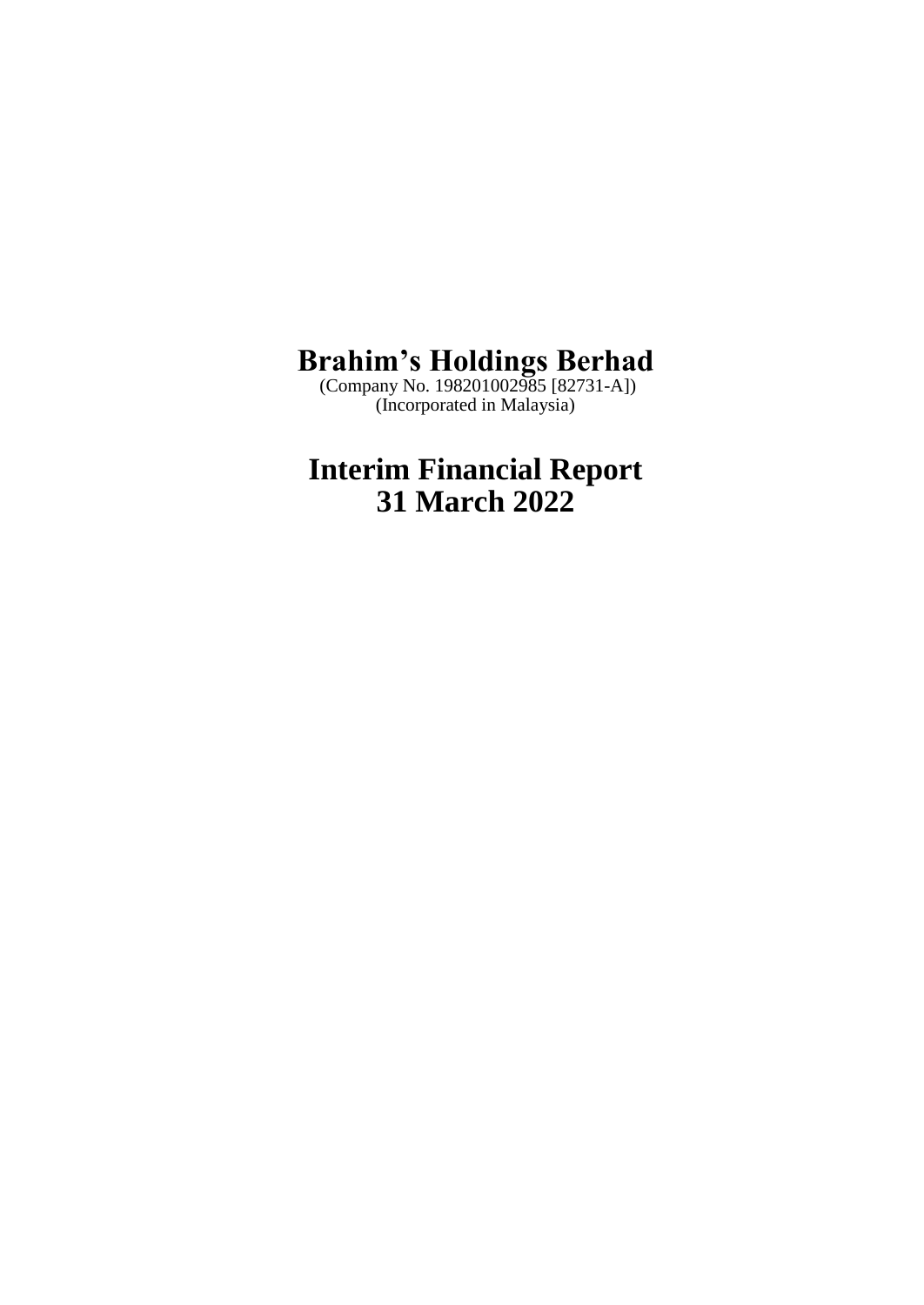# Brahim's Holdings Berhad

(Company No. 198201002985 [82731-A])
(Incorporated in Malaysia)

# Interim Financial Report
# 31 March 2022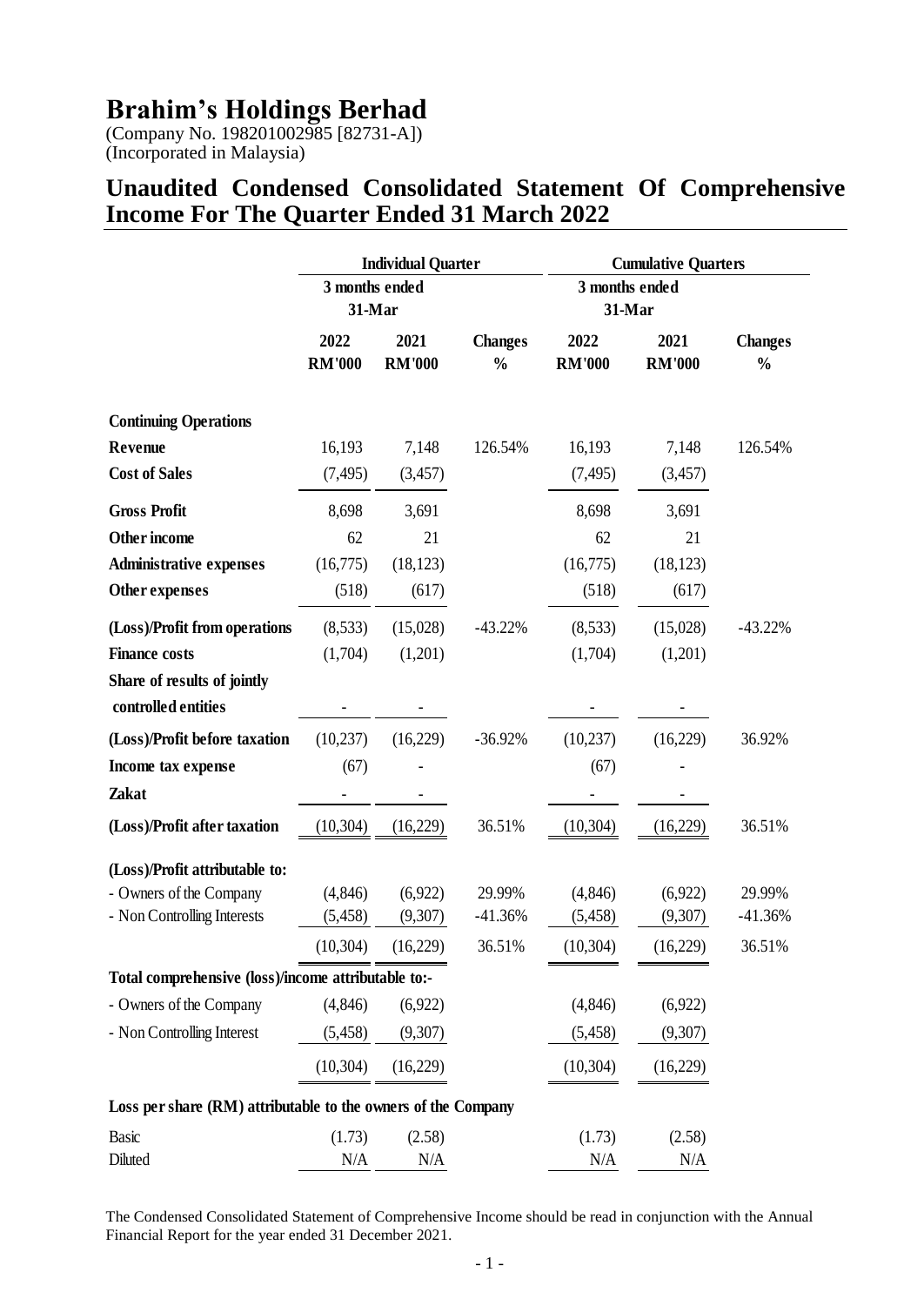# Brahim's Holdings Berhad

(Company No. 198201002985 [82731-A])
(Incorporated in Malaysia)

## Unaudited Condensed Consolidated Statement Of Comprehensive Income For The Quarter Ended 31 March 2022

| | Individual Quarter | | | Cumulative Quarters | | |
|---|---|---|---|---|---|---|
| | 3 months ended 31-Mar | | | 3 months ended 31-Mar | | |
| | 2022 RM'000 | 2021 RM'000 | Changes % | 2022 RM'000 | 2021 RM'000 | Changes % |
| **Continuing Operations** | | | | | | |
| **Revenue** | 16,193 | 7,148 | 126.54% | 16,193 | 7,148 | 126.54% |
| **Cost of Sales** | (7,495) | (3,457) | | (7,495) | (3,457) | |
| **Gross Profit** | 8,698 | 3,691 | | 8,698 | 3,691 | |
| **Other income** | 62 | 21 | | 62 | 21 | |
| **Administrative expenses** | (16,775) | (18,123) | | (16,775) | (18,123) | |
| **Other expenses** | (518) | (617) | | (518) | (617) | |
| **(Loss)/Profit from operations** | (8,533) | (15,028) | -43.22% | (8,533) | (15,028) | -43.22% |
| **Finance costs** | (1,704) | (1,201) | | (1,704) | (1,201) | |
| **Share of results of jointly controlled entities** | - | - | | - | - | |
| **(Loss)/Profit before taxation** | (10,237) | (16,229) | -36.92% | (10,237) | (16,229) | 36.92% |
| **Income tax expense** | (67) | - | | (67) | - | |
| **Zakat** | - | - | | - | - | |
| **(Loss)/Profit after taxation** | (10,304) | (16,229) | 36.51% | (10,304) | (16,229) | 36.51% |
| **(Loss)/Profit attributable to:** | | | | | | |
| - Owners of the Company | (4,846) | (6,922) | 29.99% | (4,846) | (6,922) | 29.99% |
| - Non Controlling Interests | (5,458) | (9,307) | -41.36% | (5,458) | (9,307) | -41.36% |
| | (10,304) | (16,229) | 36.51% | (10,304) | (16,229) | 36.51% |
| **Total comprehensive (loss)/income attributable to:-** | | | | | | |
| - Owners of the Company | (4,846) | (6,922) | | (4,846) | (6,922) | |
| - Non Controlling Interest | (5,458) | (9,307) | | (5,458) | (9,307) | |
| | (10,304) | (16,229) | | (10,304) | (16,229) | |
| **Loss per share (RM) attributable to the owners of the Company** | | | | | | |
| Basic | (1.73) | (2.58) | | (1.73) | (2.58) | |
| Diluted | N/A | N/A | | N/A | N/A | |

The Condensed Consolidated Statement of Comprehensive Income should be read in conjunction with the Annual Financial Report for the year ended 31 December 2021.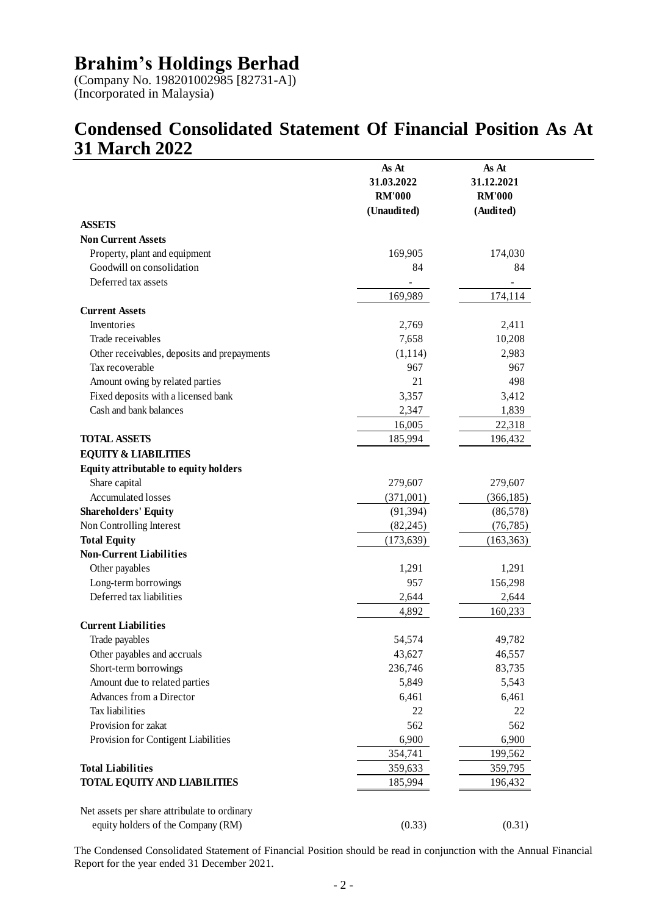# Brahim's Holdings Berhad

(Company No. 198201002985 [82731-A])
(Incorporated in Malaysia)

## Condensed Consolidated Statement Of Financial Position As At 31 March 2022

| | As At 31.03.2022 RM'000 (Unaudited) | As At 31.12.2021 RM'000 (Audited) |
|---|---|---|
| **ASSETS** | | |
| **Non Current Assets** | | |
| Property, plant and equipment | 169,905 | 174,030 |
| Goodwill on consolidation | 84 | 84 |
| Deferred tax assets | - | - |
| | 169,989 | 174,114 |
| **Current Assets** | | |
| Inventories | 2,769 | 2,411 |
| Trade receivables | 7,658 | 10,208 |
| Other receivables, deposits and prepayments | (1,114) | 2,983 |
| Tax recoverable | 967 | 967 |
| Amount owing by related parties | 21 | 498 |
| Fixed deposits with a licensed bank | 3,357 | 3,412 |
| Cash and bank balances | 2,347 | 1,839 |
| | 16,005 | 22,318 |
| **TOTAL ASSETS** | 185,994 | 196,432 |
| **EQUITY & LIABILITIES** | | |
| **Equity attributable to equity holders** | | |
| Share capital | 279,607 | 279,607 |
| Accumulated losses | (371,001) | (366,185) |
| **Shareholders' Equity** | (91,394) | (86,578) |
| Non Controlling Interest | (82,245) | (76,785) |
| **Total Equity** | (173,639) | (163,363) |
| **Non-Current Liabilities** | | |
| Other payables | 1,291 | 1,291 |
| Long-term borrowings | 957 | 156,298 |
| Deferred tax liabilities | 2,644 | 2,644 |
| | 4,892 | 160,233 |
| **Current Liabilities** | | |
| Trade payables | 54,574 | 49,782 |
| Other payables and accruals | 43,627 | 46,557 |
| Short-term borrowings | 236,746 | 83,735 |
| Amount due to related parties | 5,849 | 5,543 |
| Advances from a Director | 6,461 | 6,461 |
| Tax liabilities | 22 | 22 |
| Provision for zakat | 562 | 562 |
| Provision for Contigent Liabilities | 6,900 | 6,900 |
| | 354,741 | 199,562 |
| **Total Liabilities** | 359,633 | 359,795 |
| **TOTAL EQUITY AND LIABILITIES** | 185,994 | 196,432 |
| | | |
| Net assets per share attributable to ordinary equity holders of the Company (RM) | (0.33) | (0.31) |

The Condensed Consolidated Statement of Financial Position should be read in conjunction with the Annual Financial Report for the year ended 31 December 2021.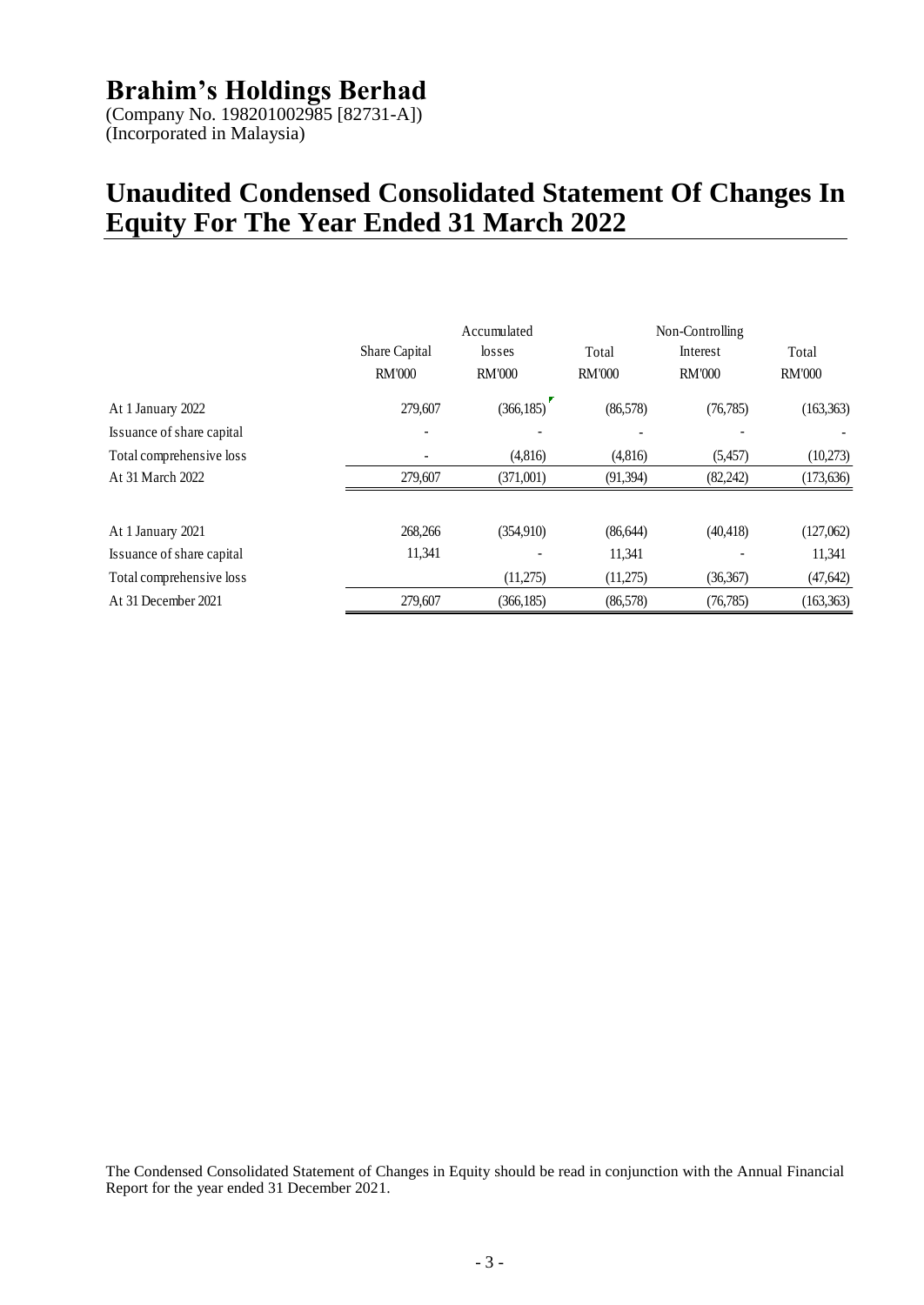# Brahim's Holdings Berhad

(Company No. 198201002985 [82731-A])
(Incorporated in Malaysia)

## Unaudited Condensed Consolidated Statement Of Changes In Equity For The Year Ended 31 March 2022

| | Share Capital | Accumulated losses | Total | Non-Controlling Interest | Total |
|---|---|---|---|---|---|
| | RM'000 | RM'000 | RM'000 | RM'000 | RM'000 |
| At 1 January 2022 | 279,607 | (366,185) | (86,578) | (76,785) | (163,363) |
| Issuance of share capital | - | - | - | - | - |
| Total comprehensive loss | - | (4,816) | (4,816) | (5,457) | (10,273) |
| At 31 March 2022 | 279,607 | (371,001) | (91,394) | (82,242) | (173,636) |
| | | | | | |
| At 1 January 2021 | 268,266 | (354,910) | (86,644) | (40,418) | (127,062) |
| Issuance of share capital | 11,341 | - | 11,341 | - | 11,341 |
| Total comprehensive loss | | (11,275) | (11,275) | (36,367) | (47,642) |
| At 31 December 2021 | 279,607 | (366,185) | (86,578) | (76,785) | (163,363) |

The Condensed Consolidated Statement of Changes in Equity should be read in conjunction with the Annual Financial Report for the year ended 31 December 2021.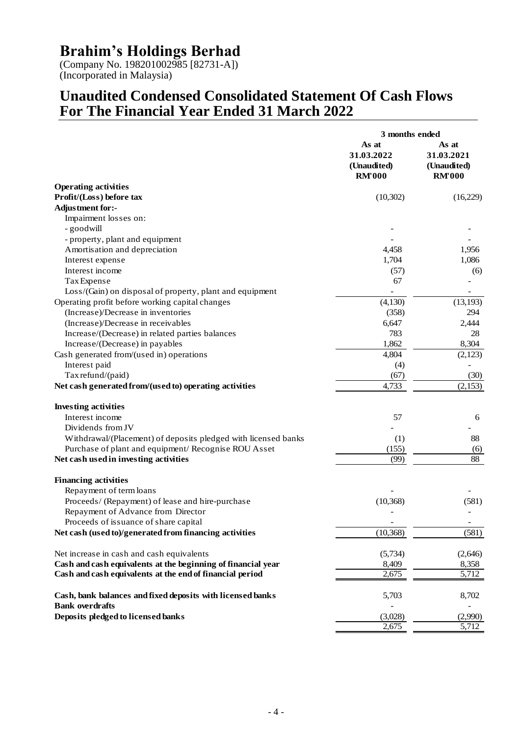# Brahim's Holdings Berhad

(Company No. 198201002985 [82731-A])
(Incorporated in Malaysia)

## Unaudited Condensed Consolidated Statement Of Cash Flows For The Financial Year Ended 31 March 2022

| | 3 months ended | |
|---|---|---|
| | As at 31.03.2022 (Unaudited) RM'000 | As at 31.03.2021 (Unaudited) RM'000 |
| **Operating activities** | | |
| **Profit/(Loss) before tax** | (10,302) | (16,229) |
| **Adjustment for:-** | | |
| Impairment losses on: | | |
| - goodwill | - | - |
| - property, plant and equipment | - | - |
| Amortisation and depreciation | 4,458 | 1,956 |
| Interest expense | 1,704 | 1,086 |
| Interest income | (57) | (6) |
| Tax Expense | 67 | - |
| Loss/(Gain) on disposal of property, plant and equipment | - | - |
| Operating profit before working capital changes | (4,130) | (13,193) |
| (Increase)/Decrease in inventories | (358) | 294 |
| (Increase)/Decrease in receivables | 6,647 | 2,444 |
| Increase/(Decrease) in related parties balances | 783 | 28 |
| Increase/(Decrease) in payables | 1,862 | 8,304 |
| Cash generated from/(used in) operations | 4,804 | (2,123) |
| Interest paid | (4) | - |
| Tax refund/(paid) | (67) | (30) |
| **Net cash generated from/(used to) operating activities** | 4,733 | (2,153) |
| **Investing activities** | | |
| Interest income | 57 | 6 |
| Dividends from JV | - | - |
| Withdrawal/(Placement) of deposits pledged with licensed banks | (1) | 88 |
| Purchase of plant and equipment/ Recognise ROU Asset | (155) | (6) |
| **Net cash used in investing activities** | (99) | 88 |
| **Financing activities** | | |
| Repayment of term loans | - | - |
| Proceeds/ (Repayment) of lease and hire-purchase | (10,368) | (581) |
| Repayment of Advance from Director | - | - |
| Proceeds of issuance of share capital | - | - |
| **Net cash (used to)/generated from financing activities** | (10,368) | (581) |
| Net increase in cash and cash equivalents | (5,734) | (2,646) |
| **Cash and cash equivalents at the beginning of financial year** | 8,409 | 8,358 |
| **Cash and cash equivalents at the end of financial period** | 2,675 | 5,712 |
| **Cash, bank balances and fixed deposits with licensed banks** | 5,703 | 8,702 |
| **Bank overdrafts** | - | - |
| **Deposits pledged to licensed banks** | (3,028) | (2,990) |
| | 2,675 | 5,712 |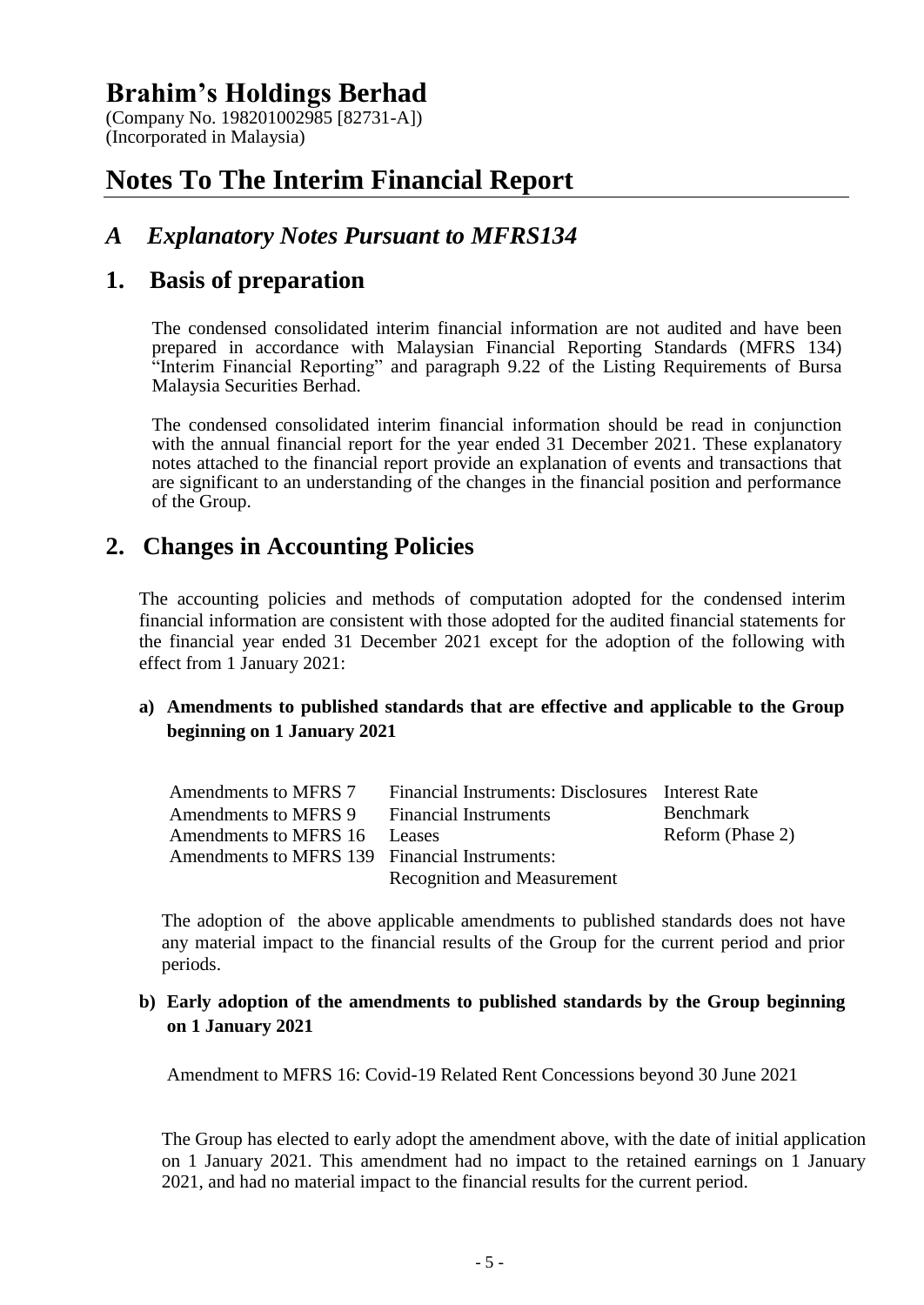# Brahim's Holdings Berhad

(Company No. 198201002985 [82731-A])
(Incorporated in Malaysia)

# Notes To The Interim Financial Report

## *A Explanatory Notes Pursuant to MFRS134*

## 1. Basis of preparation

The condensed consolidated interim financial information are not audited and have been prepared in accordance with Malaysian Financial Reporting Standards (MFRS 134) "Interim Financial Reporting" and paragraph 9.22 of the Listing Requirements of Bursa Malaysia Securities Berhad.

The condensed consolidated interim financial information should be read in conjunction with the annual financial report for the year ended 31 December 2021. These explanatory notes attached to the financial report provide an explanation of events and transactions that are significant to an understanding of the changes in the financial position and performance of the Group.

## 2. Changes in Accounting Policies

The accounting policies and methods of computation adopted for the condensed interim financial information are consistent with those adopted for the audited financial statements for the financial year ended 31 December 2021 except for the adoption of the following with effect from 1 January 2021:

**a) Amendments to published standards that are effective and applicable to the Group beginning on 1 January 2021**

| | | |
|---|---|---|
| Amendments to MFRS 7 | Financial Instruments: Disclosures | Interest Rate Benchmark Reform (Phase 2) |
| Amendments to MFRS 9 | Financial Instruments | |
| Amendments to MFRS 16 | Leases | |
| Amendments to MFRS 139 | Financial Instruments: Recognition and Measurement | |

The adoption of the above applicable amendments to published standards does not have any material impact to the financial results of the Group for the current period and prior periods.

**b) Early adoption of the amendments to published standards by the Group beginning on 1 January 2021**

Amendment to MFRS 16: Covid-19 Related Rent Concessions beyond 30 June 2021

The Group has elected to early adopt the amendment above, with the date of initial application on 1 January 2021. This amendment had no impact to the retained earnings on 1 January 2021, and had no material impact to the financial results for the current period.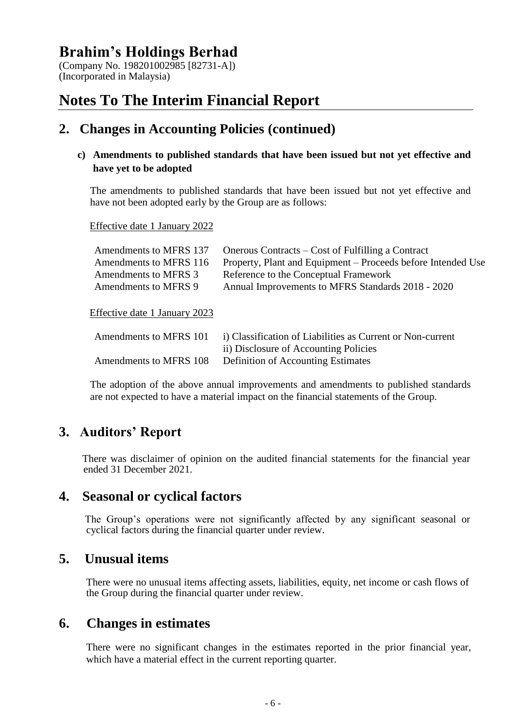# Brahim's Holdings Berhad

(Company No. 198201002985 [82731-A])
(Incorporated in Malaysia)

# Notes To The Interim Financial Report

## 2. Changes in Accounting Policies (continued)

### c) Amendments to published standards that have been issued but not yet effective and have yet to be adopted

The amendments to published standards that have been issued but not yet effective and have not been adopted early by the Group are as follows:

Effective date 1 January 2022

| | |
|---|---|
| Amendments to MFRS 137 | Onerous Contracts – Cost of Fulfilling a Contract |
| Amendments to MFRS 116 | Property, Plant and Equipment – Proceeds before Intended Use |
| Amendments to MFRS 3 | Reference to the Conceptual Framework |
| Amendments to MFRS 9 | Annual Improvements to MFRS Standards 2018 - 2020 |

Effective date 1 January 2023

| | |
|---|---|
| Amendments to MFRS 101 | i) Classification of Liabilities as Current or Non-current<br>ii) Disclosure of Accounting Policies |
| Amendments to MFRS 108 | Definition of Accounting Estimates |

The adoption of the above annual improvements and amendments to published standards are not expected to have a material impact on the financial statements of the Group.

## 3. Auditors' Report

There was disclaimer of opinion on the audited financial statements for the financial year ended 31 December 2021.

## 4. Seasonal or cyclical factors

The Group's operations were not significantly affected by any significant seasonal or cyclical factors during the financial quarter under review.

## 5. Unusual items

There were no unusual items affecting assets, liabilities, equity, net income or cash flows of the Group during the financial quarter under review.

## 6. Changes in estimates

There were no significant changes in the estimates reported in the prior financial year, which have a material effect in the current reporting quarter.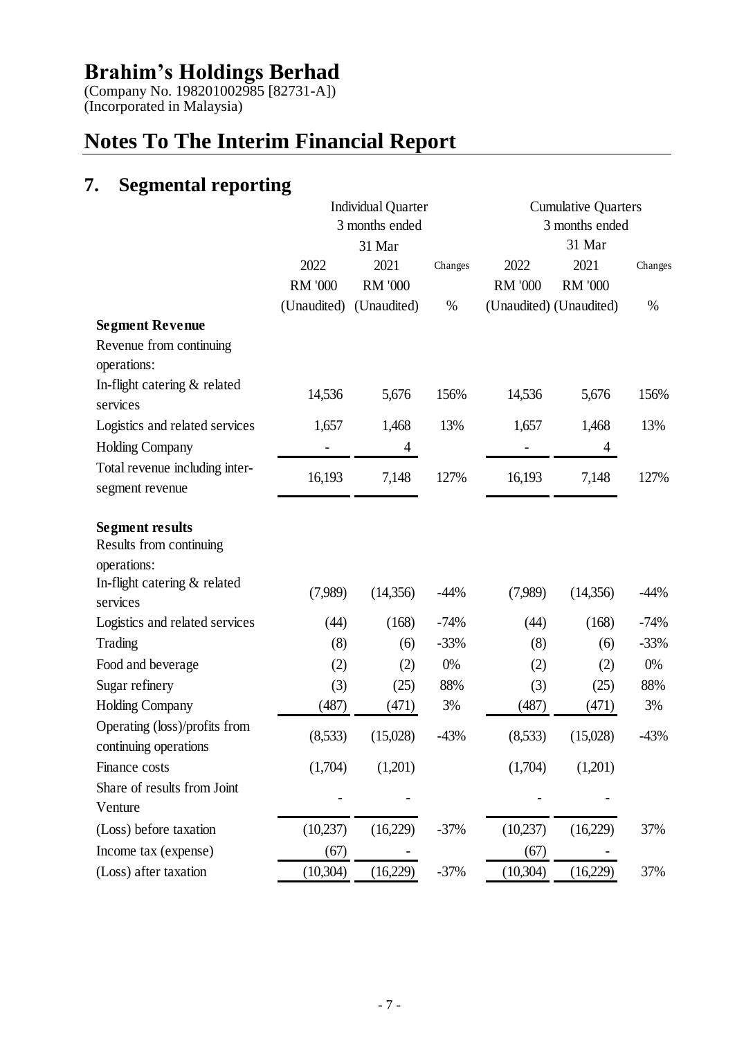# Brahim's Holdings Berhad

(Company No. 198201002985 [82731-A])
(Incorporated in Malaysia)

# Notes To The Interim Financial Report

## 7. Segmental reporting

| | Individual Quarter 3 months ended 31 Mar | | | Cumulative Quarters 3 months ended 31 Mar | | |
|---|---|---|---|---|---|---|
| | 2022 | 2021 | Changes | 2022 | 2021 | Changes |
| | RM '000 | RM '000 | | RM '000 | RM '000 | |
| | (Unaudited) | (Unaudited) | % | (Unaudited) | (Unaudited) | % |
| **Segment Revenue** | | | | | | |
| Revenue from continuing operations: | | | | | | |
| In-flight catering & related services | 14,536 | 5,676 | 156% | 14,536 | 5,676 | 156% |
| Logistics and related services | 1,657 | 1,468 | 13% | 1,657 | 1,468 | 13% |
| Holding Company | - | 4 | | - | 4 | |
| Total revenue including inter-segment revenue | 16,193 | 7,148 | 127% | 16,193 | 7,148 | 127% |
| **Segment results** | | | | | | |
| Results from continuing operations: | | | | | | |
| In-flight catering & related services | (7,989) | (14,356) | -44% | (7,989) | (14,356) | -44% |
| Logistics and related services | (44) | (168) | -74% | (44) | (168) | -74% |
| Trading | (8) | (6) | -33% | (8) | (6) | -33% |
| Food and beverage | (2) | (2) | 0% | (2) | (2) | 0% |
| Sugar refinery | (3) | (25) | 88% | (3) | (25) | 88% |
| Holding Company | (487) | (471) | 3% | (487) | (471) | 3% |
| Operating (loss)/profits from continuing operations | (8,533) | (15,028) | -43% | (8,533) | (15,028) | -43% |
| Finance costs | (1,704) | (1,201) | | (1,704) | (1,201) | |
| Share of results from Joint Venture | - | - | | - | - | |
| (Loss) before taxation | (10,237) | (16,229) | -37% | (10,237) | (16,229) | 37% |
| Income tax (expense) | (67) | - | | (67) | - | |
| (Loss) after taxation | (10,304) | (16,229) | -37% | (10,304) | (16,229) | 37% |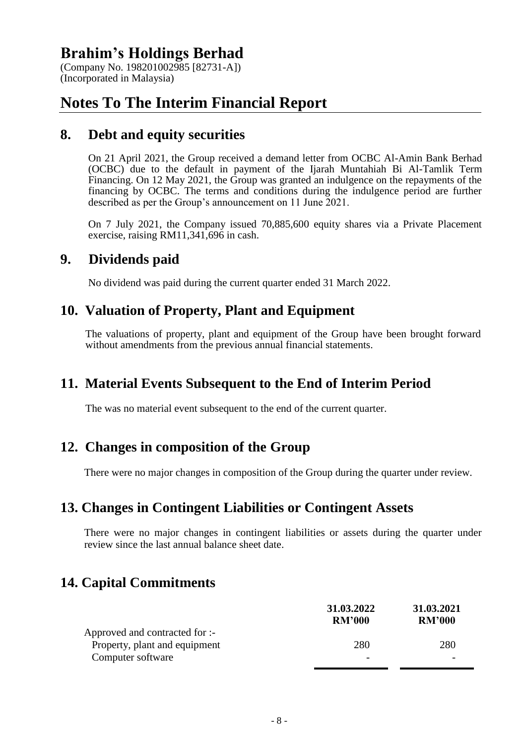# Brahim's Holdings Berhad

(Company No. 198201002985 [82731-A])
(Incorporated in Malaysia)

# Notes To The Interim Financial Report

## 8. Debt and equity securities

On 21 April 2021, the Group received a demand letter from OCBC Al-Amin Bank Berhad (OCBC) due to the default in payment of the Ijarah Muntahiah Bi Al-Tamlik Term Financing. On 12 May 2021, the Group was granted an indulgence on the repayments of the financing by OCBC. The terms and conditions during the indulgence period are further described as per the Group's announcement on 11 June 2021.

On 7 July 2021, the Company issued 70,885,600 equity shares via a Private Placement exercise, raising RM11,341,696 in cash.

## 9. Dividends paid

No dividend was paid during the current quarter ended 31 March 2022.

## 10. Valuation of Property, Plant and Equipment

The valuations of property, plant and equipment of the Group have been brought forward without amendments from the previous annual financial statements.

## 11. Material Events Subsequent to the End of Interim Period

The was no material event subsequent to the end of the current quarter.

## 12. Changes in composition of the Group

There were no major changes in composition of the Group during the quarter under review.

## 13. Changes in Contingent Liabilities or Contingent Assets

There were no major changes in contingent liabilities or assets during the quarter under review since the last annual balance sheet date.

## 14. Capital Commitments

| | 31.03.2022<br>RM'000 | 31.03.2021<br>RM'000 |
|---|---|---|
| Approved and contracted for :- | | |
| Property, plant and equipment | 280 | 280 |
| Computer software | - | - |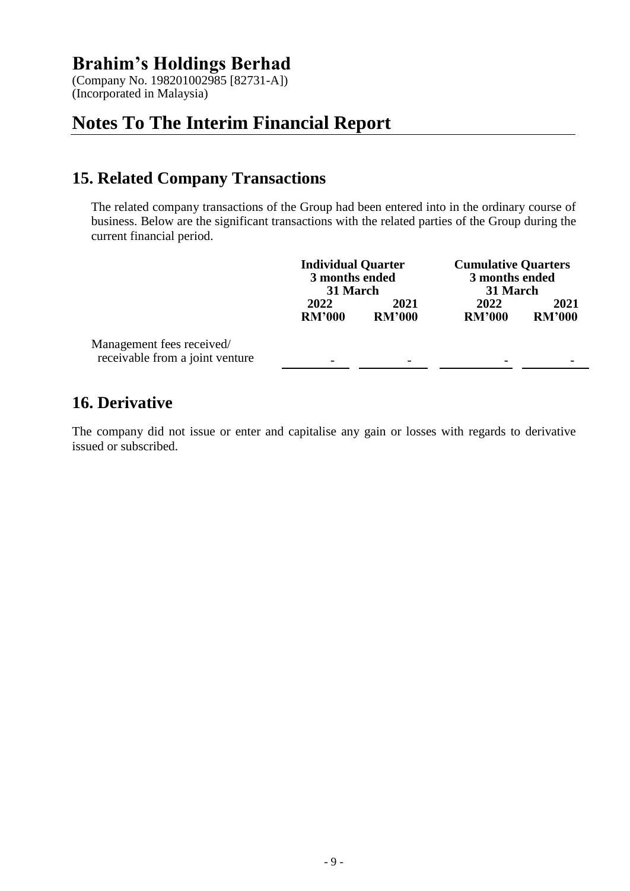# Brahim's Holdings Berhad

(Company No. 198201002985 [82731-A])
(Incorporated in Malaysia)

# Notes To The Interim Financial Report

## 15. Related Company Transactions

The related company transactions of the Group had been entered into in the ordinary course of business. Below are the significant transactions with the related parties of the Group during the current financial period.

| | Individual Quarter 3 months ended 31 March | | Cumulative Quarters 3 months ended 31 March | |
|---|---|---|---|---|
| | 2022 | 2021 | 2022 | 2021 |
| | RM'000 | RM'000 | RM'000 | RM'000 |
| Management fees received/ receivable from a joint venture | - | - | - | - |

## 16. Derivative

The company did not issue or enter and capitalise any gain or losses with regards to derivative issued or subscribed.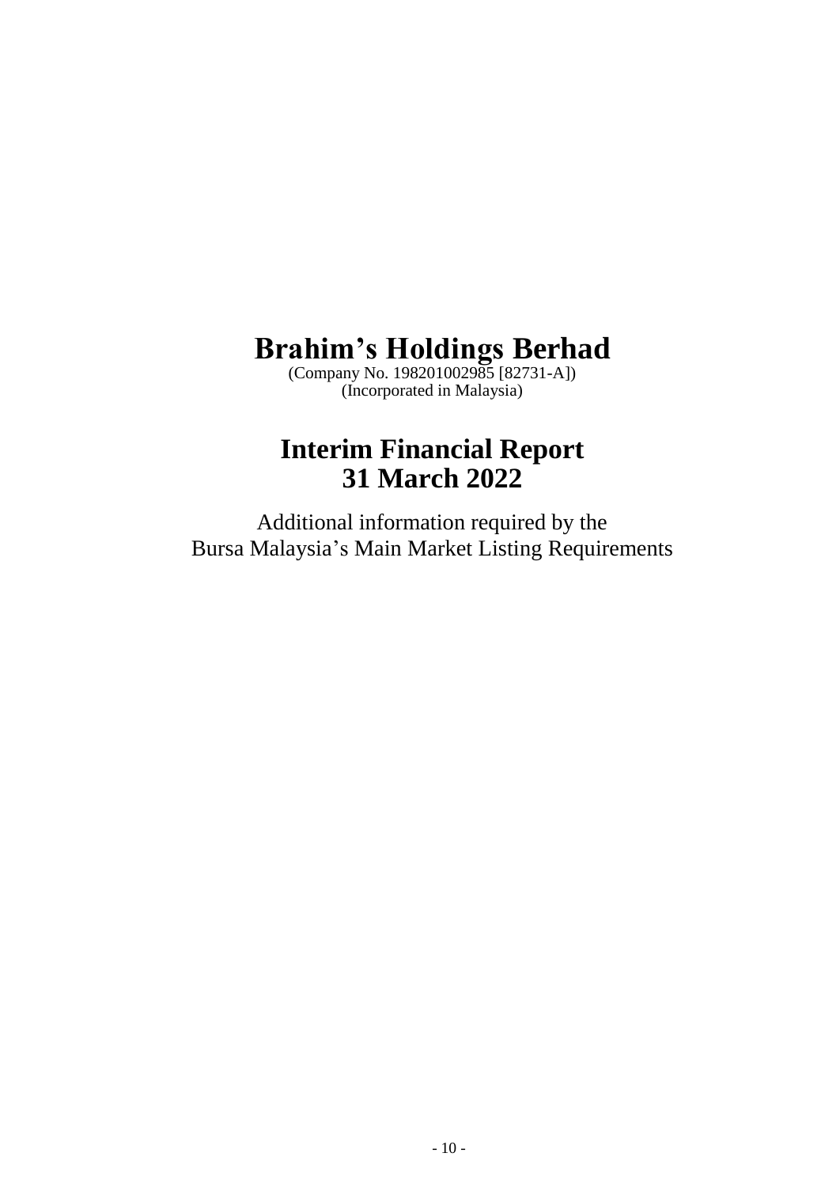# Brahim's Holdings Berhad

(Company No. 198201002985 [82731-A])
(Incorporated in Malaysia)

# Interim Financial Report
# 31 March 2022

Additional information required by the
Bursa Malaysia's Main Market Listing Requirements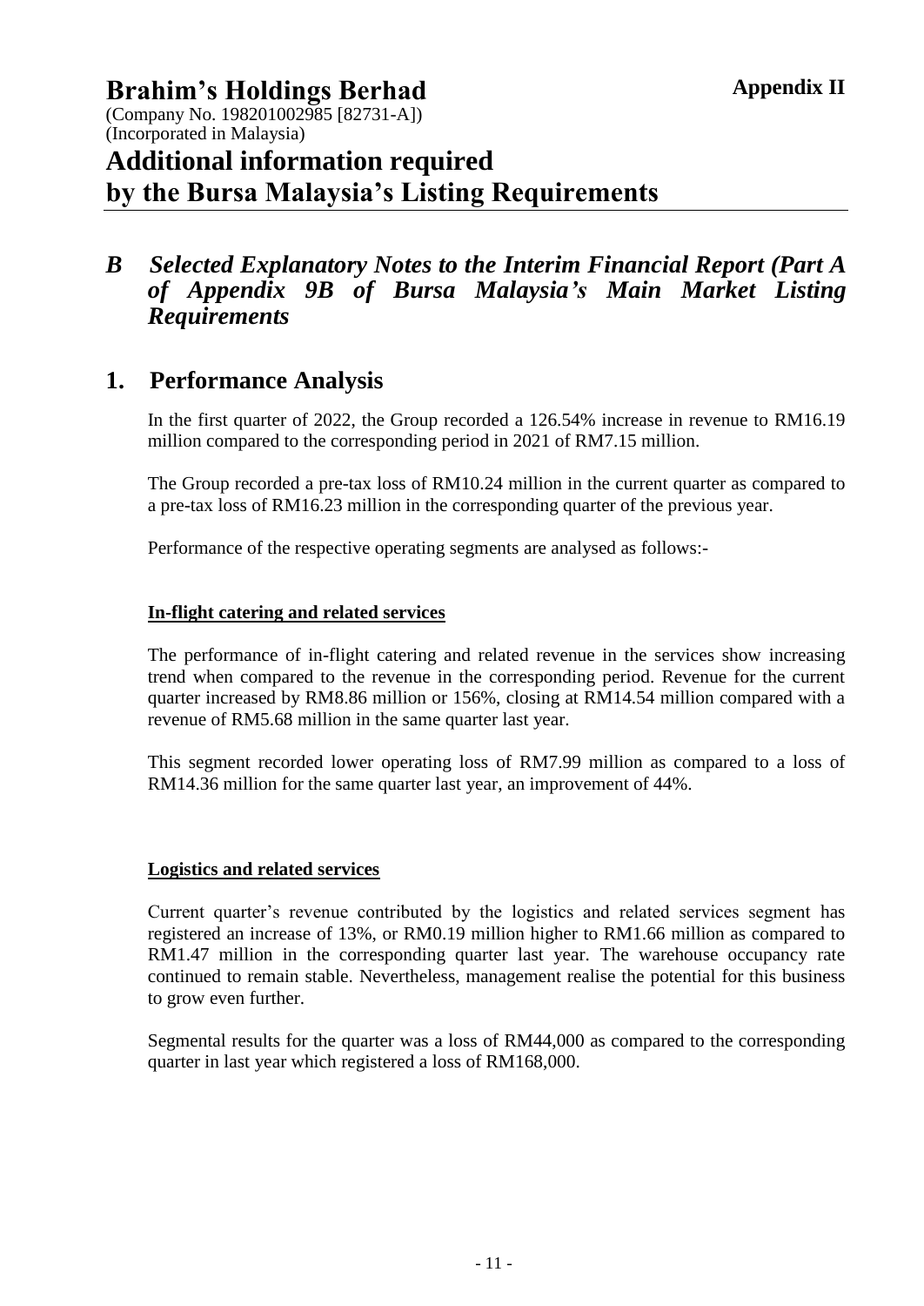**Appendix II**

# Brahim's Holdings Berhad

(Company No. 198201002985 [82731-A])
(Incorporated in Malaysia)

# Additional information required by the Bursa Malaysia's Listing Requirements

## *B Selected Explanatory Notes to the Interim Financial Report (Part A of Appendix 9B of Bursa Malaysia's Main Market Listing Requirements*

## 1. Performance Analysis

In the first quarter of 2022, the Group recorded a 126.54% increase in revenue to RM16.19 million compared to the corresponding period in 2021 of RM7.15 million.

The Group recorded a pre-tax loss of RM10.24 million in the current quarter as compared to a pre-tax loss of RM16.23 million in the corresponding quarter of the previous year.

Performance of the respective operating segments are analysed as follows:-

**In-flight catering and related services**

The performance of in-flight catering and related revenue in the services show increasing trend when compared to the revenue in the corresponding period. Revenue for the current quarter increased by RM8.86 million or 156%, closing at RM14.54 million compared with a revenue of RM5.68 million in the same quarter last year.

This segment recorded lower operating loss of RM7.99 million as compared to a loss of RM14.36 million for the same quarter last year, an improvement of 44%.

**Logistics and related services**

Current quarter's revenue contributed by the logistics and related services segment has registered an increase of 13%, or RM0.19 million higher to RM1.66 million as compared to RM1.47 million in the corresponding quarter last year. The warehouse occupancy rate continued to remain stable. Nevertheless, management realise the potential for this business to grow even further.

Segmental results for the quarter was a loss of RM44,000 as compared to the corresponding quarter in last year which registered a loss of RM168,000.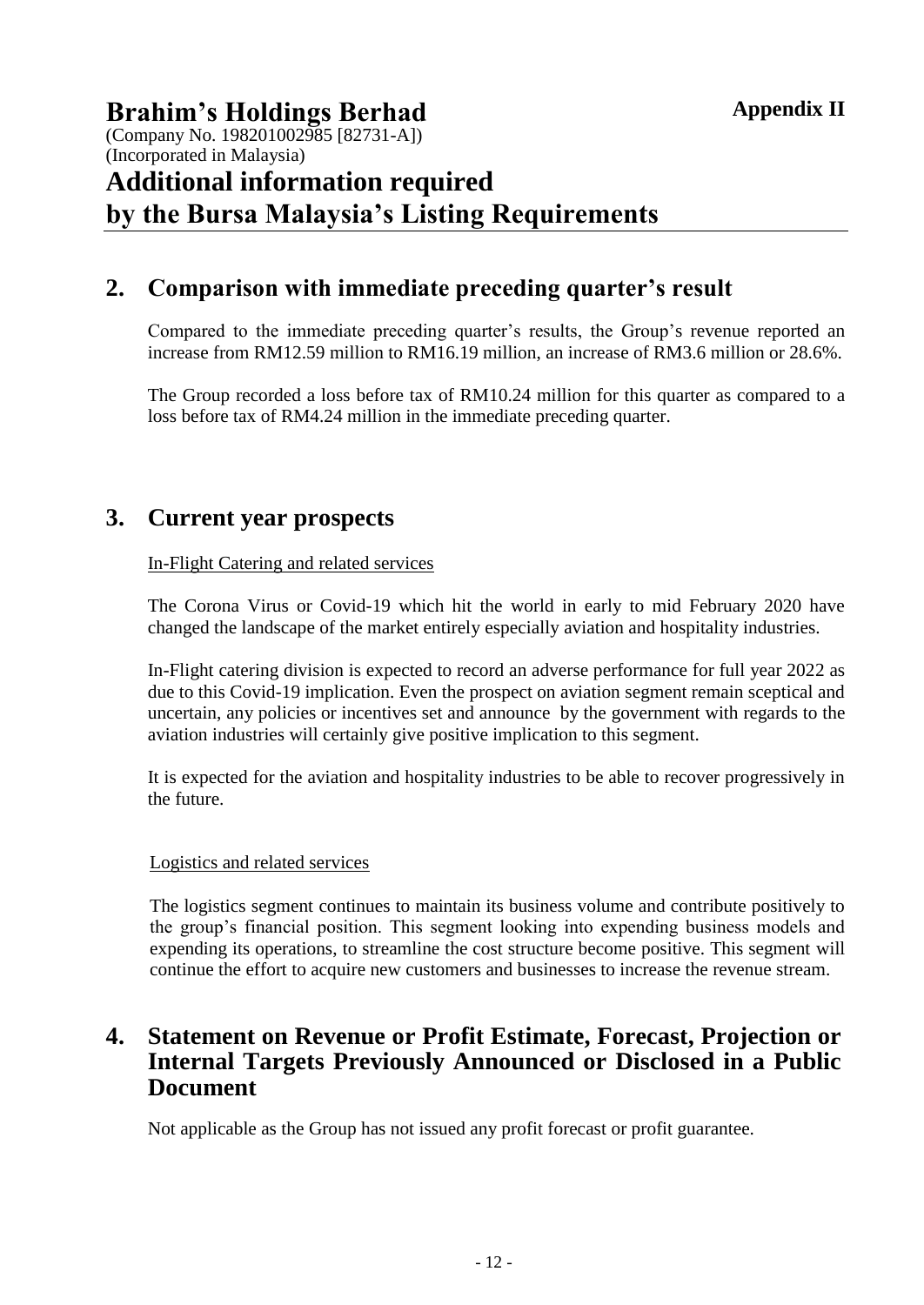**Appendix II**

# Brahim's Holdings Berhad

(Company No. 198201002985 [82731-A])
(Incorporated in Malaysia)

# Additional information required by the Bursa Malaysia's Listing Requirements

## 2. Comparison with immediate preceding quarter's result

Compared to the immediate preceding quarter's results, the Group's revenue reported an increase from RM12.59 million to RM16.19 million, an increase of RM3.6 million or 28.6%.

The Group recorded a loss before tax of RM10.24 million for this quarter as compared to a loss before tax of RM4.24 million in the immediate preceding quarter.

## 3. Current year prospects

In-Flight Catering and related services

The Corona Virus or Covid-19 which hit the world in early to mid February 2020 have changed the landscape of the market entirely especially aviation and hospitality industries.

In-Flight catering division is expected to record an adverse performance for full year 2022 as due to this Covid-19 implication. Even the prospect on aviation segment remain sceptical and uncertain, any policies or incentives set and announce by the government with regards to the aviation industries will certainly give positive implication to this segment.

It is expected for the aviation and hospitality industries to be able to recover progressively in the future.

Logistics and related services

The logistics segment continues to maintain its business volume and contribute positively to the group's financial position. This segment looking into expending business models and expending its operations, to streamline the cost structure become positive. This segment will continue the effort to acquire new customers and businesses to increase the revenue stream.

## 4. Statement on Revenue or Profit Estimate, Forecast, Projection or Internal Targets Previously Announced or Disclosed in a Public Document

Not applicable as the Group has not issued any profit forecast or profit guarantee.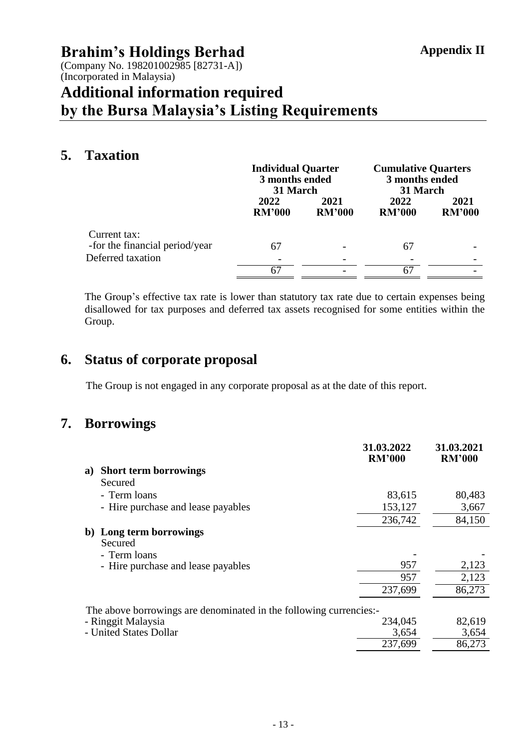# Brahim's Holdings Berhad

**Appendix II**

(Company No. 198201002985 [82731-A])
(Incorporated in Malaysia)

# Additional information required by the Bursa Malaysia's Listing Requirements

## 5. Taxation

| | Individual Quarter 3 months ended 31 March | | Cumulative Quarters 3 months ended 31 March | |
|---|---|---|---|---|
| | 2022 RM'000 | 2021 RM'000 | 2022 RM'000 | 2021 RM'000 |
| Current tax: | | | | |
| -for the financial period/year | 67 | - | 67 | - |
| Deferred taxation | - | - | - | - |
| | 67 | - | 67 | - |

The Group's effective tax rate is lower than statutory tax rate due to certain expenses being disallowed for tax purposes and deferred tax assets recognised for some entities within the Group.

## 6. Status of corporate proposal

The Group is not engaged in any corporate proposal as at the date of this report.

## 7. Borrowings

| | 31.03.2022 RM'000 | 31.03.2021 RM'000 |
|---|---|---|
| **a) Short term borrowings** | | |
| Secured | | |
| - Term loans | 83,615 | 80,483 |
| - Hire purchase and lease payables | 153,127 | 3,667 |
| | 236,742 | 84,150 |
| **b) Long term borrowings** | | |
| Secured | | |
| - Term loans | - | - |
| - Hire purchase and lease payables | 957 | 2,123 |
| | 957 | 2,123 |
| | 237,699 | 86,273 |
| The above borrowings are denominated in the following currencies:- | | |
| - Ringgit Malaysia | 234,045 | 82,619 |
| - United States Dollar | 3,654 | 3,654 |
| | 237,699 | 86,273 |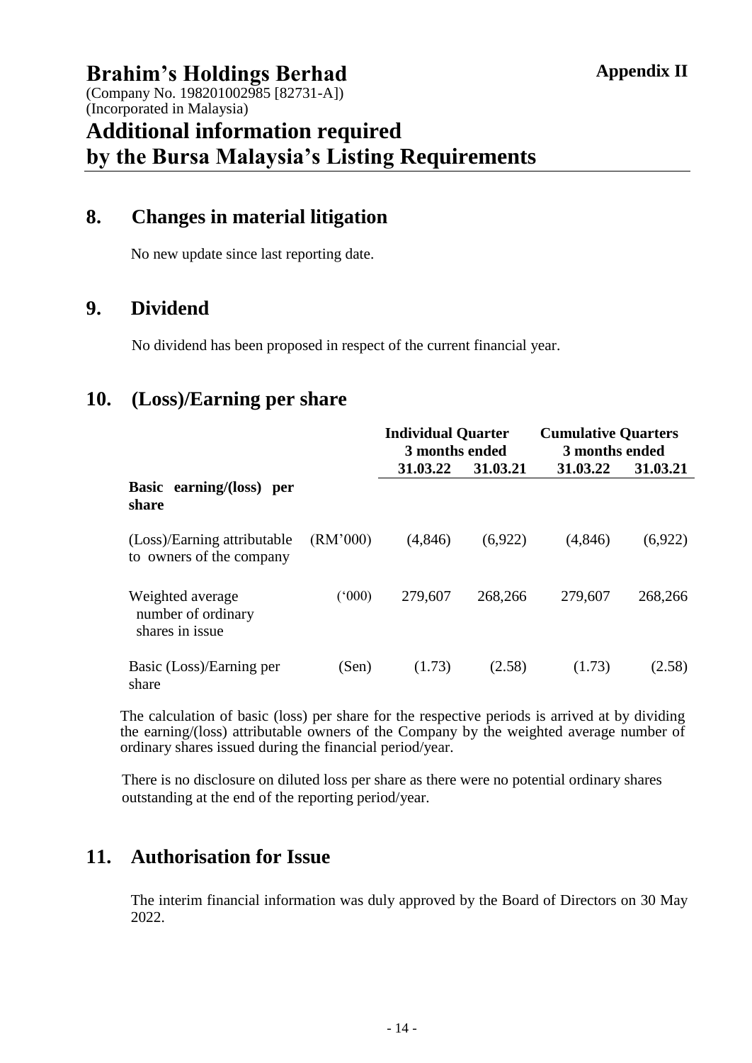# Brahim's Holdings Berhad

**Appendix II**

(Company No. 198201002985 [82731-A])
(Incorporated in Malaysia)

# Additional information required by the Bursa Malaysia's Listing Requirements

## 8. Changes in material litigation

No new update since last reporting date.

## 9. Dividend

No dividend has been proposed in respect of the current financial year.

## 10. (Loss)/Earning per share

| | | Individual Quarter 3 months ended | | Cumulative Quarters 3 months ended | |
|---|---|---|---|---|---|
| | | **31.03.22** | **31.03.21** | **31.03.22** | **31.03.21** |
| **Basic earning/(loss) per share** | | | | | |
| (Loss)/Earning attributable to owners of the company | (RM'000) | (4,846) | (6,922) | (4,846) | (6,922) |
| Weighted average number of ordinary shares in issue | ('000) | 279,607 | 268,266 | 279,607 | 268,266 |
| Basic (Loss)/Earning per share | (Sen) | (1.73) | (2.58) | (1.73) | (2.58) |

The calculation of basic (loss) per share for the respective periods is arrived at by dividing the earning/(loss) attributable owners of the Company by the weighted average number of ordinary shares issued during the financial period/year.

There is no disclosure on diluted loss per share as there were no potential ordinary shares outstanding at the end of the reporting period/year.

## 11. Authorisation for Issue

The interim financial information was duly approved by the Board of Directors on 30 May 2022.